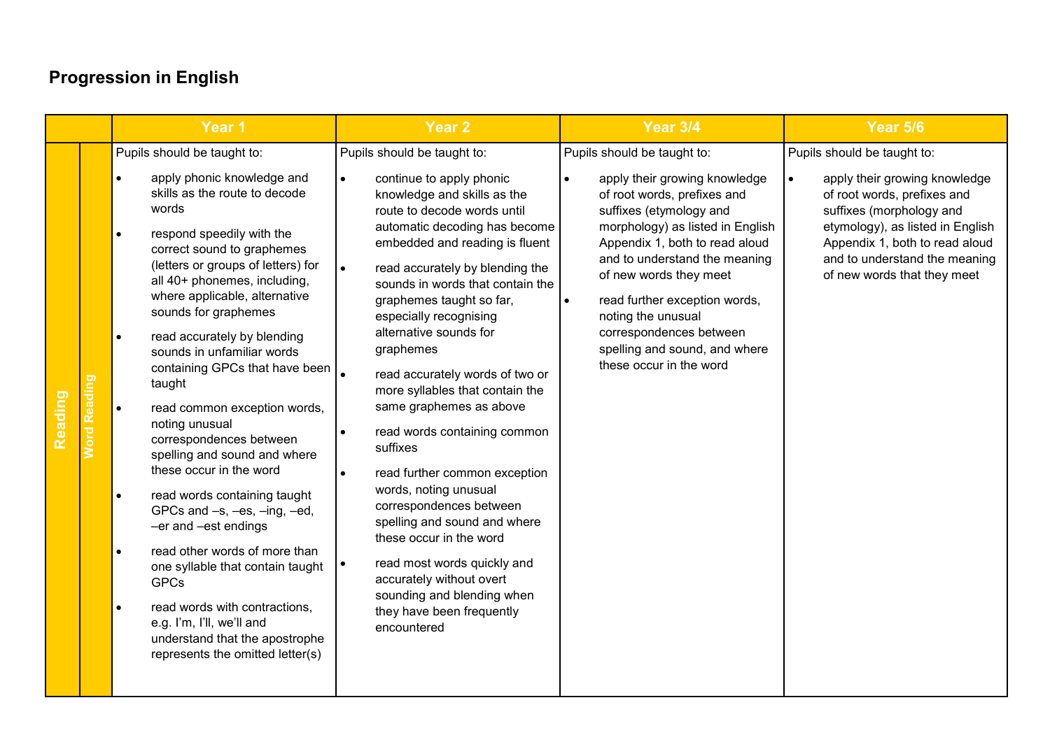# Progression in English

| | | Year 1 | Year 2 | Year 3/4 | Year 5/6 |
|---|---|---|---|---|---|
| Reading | Word Reading | Pupils should be taught to:<br>• apply phonic knowledge and skills as the route to decode words<br>• respond speedily with the correct sound to graphemes (letters or groups of letters) for all 40+ phonemes, including, where applicable, alternative sounds for graphemes<br>• read accurately by blending sounds in unfamiliar words containing GPCs that have been taught<br>• read common exception words, noting unusual correspondences between spelling and sound and where these occur in the word<br>• read words containing taught GPCs and –s, –es, –ing, –ed, –er and –est endings<br>• read other words of more than one syllable that contain taught GPCs<br>• read words with contractions, e.g. I'm, I'll, we'll and understand that the apostrophe represents the omitted letter(s) | Pupils should be taught to:<br>• continue to apply phonic knowledge and skills as the route to decode words until automatic decoding has become embedded and reading is fluent<br>• read accurately by blending the sounds in words that contain the graphemes taught so far, especially recognising alternative sounds for graphemes<br>• read accurately words of two or more syllables that contain the same graphemes as above<br>• read words containing common suffixes<br>• read further common exception words, noting unusual correspondences between spelling and sound and where these occur in the word<br>• read most words quickly and accurately without overt sounding and blending when they have been frequently encountered | Pupils should be taught to:<br>• apply their growing knowledge of root words, prefixes and suffixes (etymology and morphology) as listed in English Appendix 1, both to read aloud and to understand the meaning of new words they meet<br>• read further exception words, noting the unusual correspondences between spelling and sound, and where these occur in the word | Pupils should be taught to:<br>• apply their growing knowledge of root words, prefixes and suffixes (morphology and etymology), as listed in English Appendix 1, both to read aloud and to understand the meaning of new words that they meet |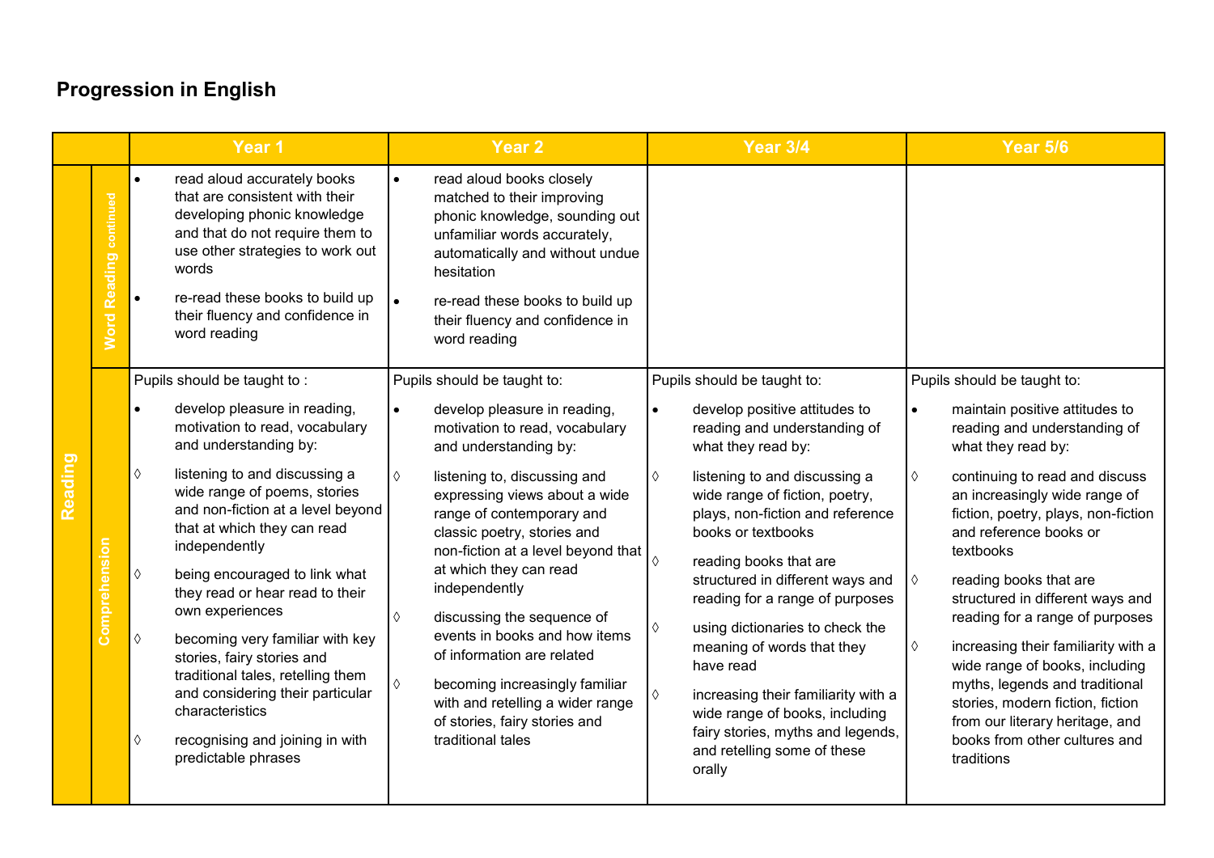## Progression in English

| | | Year 1 | Year 2 | Year 3/4 | Year 5/6 |
|---|---|---|---|---|---|
| Reading | Word Reading continued | • read aloud accurately books that are consistent with their developing phonic knowledge and that do not require them to use other strategies to work out words<br><br>• re-read these books to build up their fluency and confidence in word reading | • read aloud books closely matched to their improving phonic knowledge, sounding out unfamiliar words accurately, automatically and without undue hesitation<br><br>• re-read these books to build up their fluency and confidence in word reading | | |
| | Comprehension | Pupils should be taught to :<br><br>• develop pleasure in reading, motivation to read, vocabulary and understanding by:<br><br>◊ listening to and discussing a wide range of poems, stories and non-fiction at a level beyond that at which they can read independently<br><br>◊ being encouraged to link what they read or hear read to their own experiences<br><br>◊ becoming very familiar with key stories, fairy stories and traditional tales, retelling them and considering their particular characteristics<br><br>◊ recognising and joining in with predictable phrases | Pupils should be taught to:<br><br>• develop pleasure in reading, motivation to read, vocabulary and understanding by:<br><br>◊ listening to, discussing and expressing views about a wide range of contemporary and classic poetry, stories and non-fiction at a level beyond that at which they can read independently<br><br>◊ discussing the sequence of events in books and how items of information are related<br><br>◊ becoming increasingly familiar with and retelling a wider range of stories, fairy stories and traditional tales | Pupils should be taught to:<br><br>• develop positive attitudes to reading and understanding of what they read by:<br><br>◊ listening to and discussing a wide range of fiction, poetry, plays, non-fiction and reference books or textbooks<br><br>◊ reading books that are structured in different ways and reading for a range of purposes<br><br>◊ using dictionaries to check the meaning of words that they have read<br><br>◊ increasing their familiarity with a wide range of books, including fairy stories, myths and legends, and retelling some of these orally | Pupils should be taught to:<br><br>• maintain positive attitudes to reading and understanding of what they read by:<br><br>◊ continuing to read and discuss an increasingly wide range of fiction, poetry, plays, non-fiction and reference books or textbooks<br><br>◊ reading books that are structured in different ways and reading for a range of purposes<br><br>◊ increasing their familiarity with a wide range of books, including myths, legends and traditional stories, modern fiction, fiction from our literary heritage, and books from other cultures and traditions |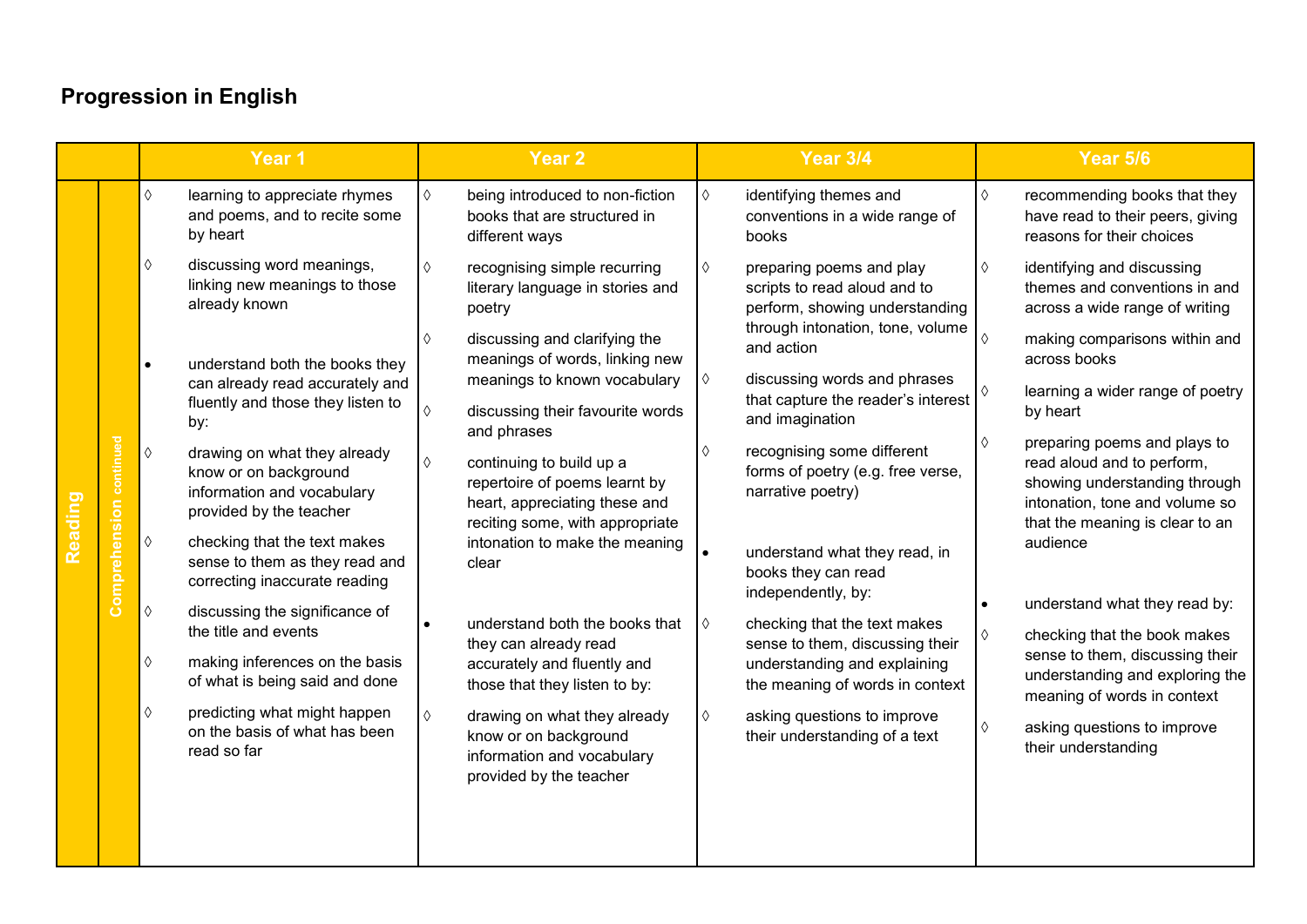# Progression in English

| | | Year 1 | Year 2 | Year 3/4 | Year 5/6 |
|---|---|---|---|---|---|
| Reading | Comprehension continued | ◊ learning to appreciate rhymes and poems, and to recite some by heart<br>◊ discussing word meanings, linking new meanings to those already known<br>• understand both the books they can already read accurately and fluently and those they listen to by:<br>◊ drawing on what they already know or on background information and vocabulary provided by the teacher<br>◊ checking that the text makes sense to them as they read and correcting inaccurate reading<br>◊ discussing the significance of the title and events<br>◊ making inferences on the basis of what is being said and done<br>◊ predicting what might happen on the basis of what has been read so far | ◊ being introduced to non-fiction books that are structured in different ways<br>◊ recognising simple recurring literary language in stories and poetry<br>◊ discussing and clarifying the meanings of words, linking new meanings to known vocabulary<br>◊ discussing their favourite words and phrases<br>◊ continuing to build up a repertoire of poems learnt by heart, appreciating these and reciting some, with appropriate intonation to make the meaning clear<br>• understand both the books that they can already read accurately and fluently and those that they listen to by:<br>◊ drawing on what they already know or on background information and vocabulary provided by the teacher | ◊ identifying themes and conventions in a wide range of books<br>◊ preparing poems and play scripts to read aloud and to perform, showing understanding through intonation, tone, volume and action<br>◊ discussing words and phrases that capture the reader's interest and imagination<br>◊ recognising some different forms of poetry (e.g. free verse, narrative poetry)<br>• understand what they read, in books they can read independently, by:<br>◊ checking that the text makes sense to them, discussing their understanding and explaining the meaning of words in context<br>◊ asking questions to improve their understanding of a text | ◊ recommending books that they have read to their peers, giving reasons for their choices<br>◊ identifying and discussing themes and conventions in and across a wide range of writing<br>◊ making comparisons within and across books<br>◊ learning a wider range of poetry by heart<br>◊ preparing poems and plays to read aloud and to perform, showing understanding through intonation, tone and volume so that the meaning is clear to an audience<br>• understand what they read by:<br>◊ checking that the book makes sense to them, discussing their understanding and exploring the meaning of words in context<br>◊ asking questions to improve their understanding |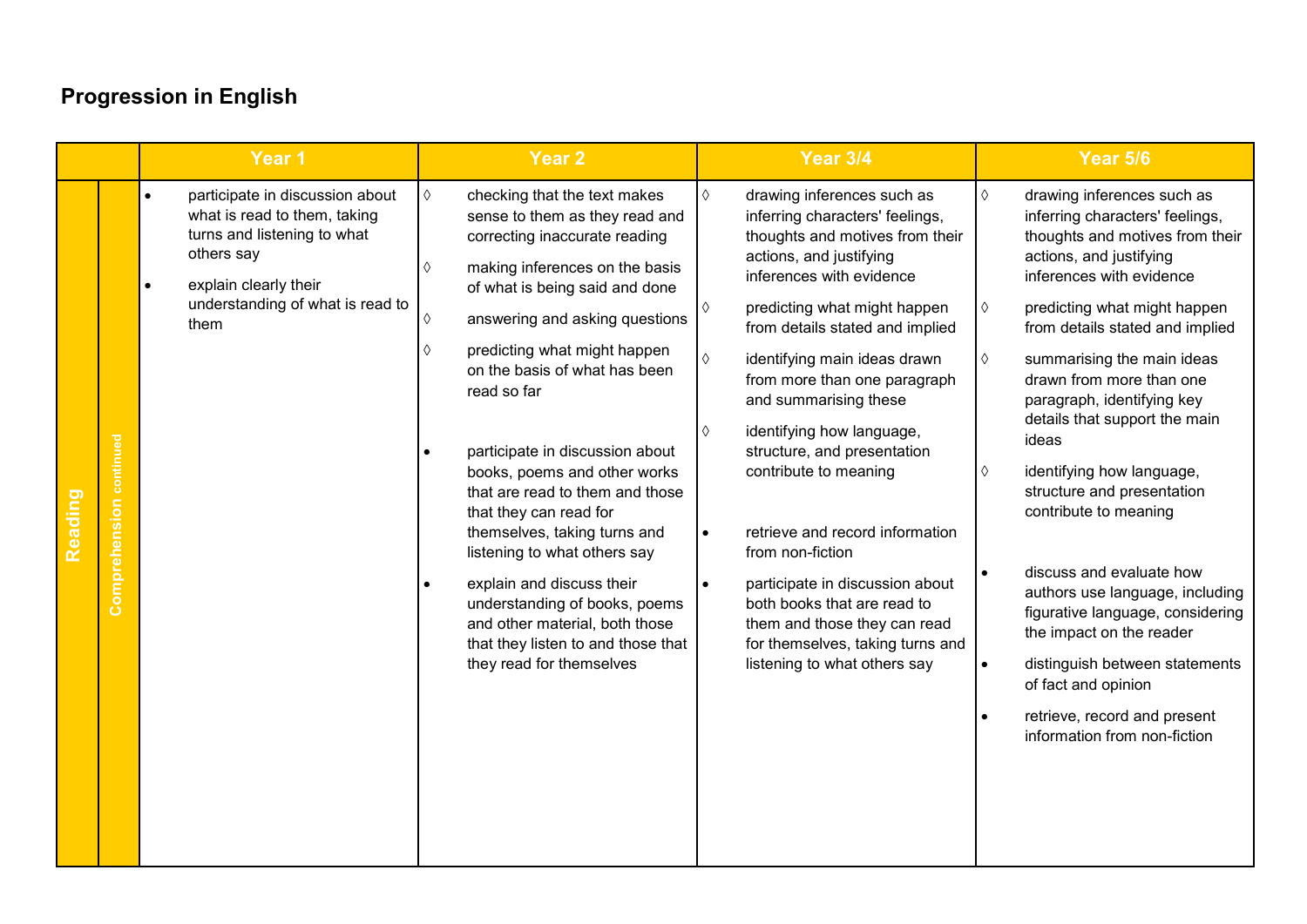## Progression in English

| | | Year 1 | Year 2 | Year 3/4 | Year 5/6 |
|---|---|---|---|---|---|
| Reading | Comprehension continued | • participate in discussion about what is read to them, taking turns and listening to what others say<br>• explain clearly their understanding of what is read to them | ◊ checking that the text makes sense to them as they read and correcting inaccurate reading<br>◊ making inferences on the basis of what is being said and done<br>◊ answering and asking questions<br>◊ predicting what might happen on the basis of what has been read so far<br>• participate in discussion about books, poems and other works that are read to them and those that they can read for themselves, taking turns and listening to what others say<br>• explain and discuss their understanding of books, poems and other material, both those that they listen to and those that they read for themselves | ◊ drawing inferences such as inferring characters' feelings, thoughts and motives from their actions, and justifying inferences with evidence<br>◊ predicting what might happen from details stated and implied<br>◊ identifying main ideas drawn from more than one paragraph and summarising these<br>◊ identifying how language, structure, and presentation contribute to meaning<br>• retrieve and record information from non-fiction<br>• participate in discussion about both books that are read to them and those they can read for themselves, taking turns and listening to what others say | ◊ drawing inferences such as inferring characters' feelings, thoughts and motives from their actions, and justifying inferences with evidence<br>◊ predicting what might happen from details stated and implied<br>◊ summarising the main ideas drawn from more than one paragraph, identifying key details that support the main ideas<br>◊ identifying how language, structure and presentation contribute to meaning<br>• discuss and evaluate how authors use language, including figurative language, considering the impact on the reader<br>• distinguish between statements of fact and opinion<br>• retrieve, record and present information from non-fiction |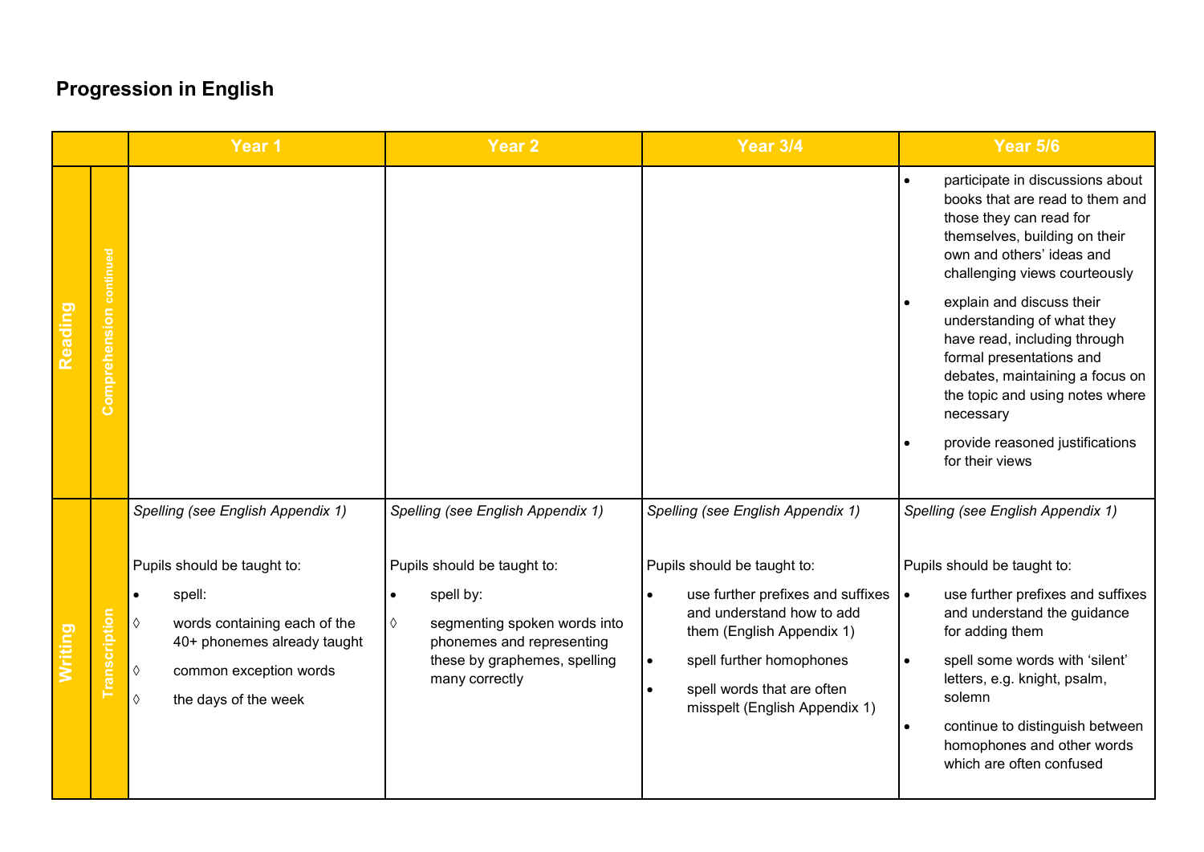## Progression in English

| | | Year 1 | Year 2 | Year 3/4 | Year 5/6 |
|---|---|---|---|---|---|
| Reading | Comprehension continued | | | | • participate in discussions about books that are read to them and those they can read for themselves, building on their own and others' ideas and challenging views courteously<br>• explain and discuss their understanding of what they have read, including through formal presentations and debates, maintaining a focus on the topic and using notes where necessary<br>• provide reasoned justifications for their views |
| Writing | Transcription | *Spelling (see English Appendix 1)*<br><br>Pupils should be taught to:<br>• spell:<br>◊ words containing each of the 40+ phonemes already taught<br>◊ common exception words<br>◊ the days of the week | *Spelling (see English Appendix 1)*<br><br>Pupils should be taught to:<br>• spell by:<br>◊ segmenting spoken words into phonemes and representing these by graphemes, spelling many correctly | *Spelling (see English Appendix 1)*<br><br>Pupils should be taught to:<br>• use further prefixes and suffixes and understand how to add them (English Appendix 1)<br>• spell further homophones<br>• spell words that are often misspelt (English Appendix 1) | *Spelling (see English Appendix 1)*<br><br>Pupils should be taught to:<br>• use further prefixes and suffixes and understand the guidance for adding them<br>• spell some words with 'silent' letters, e.g. knight, psalm, solemn<br>• continue to distinguish between homophones and other words which are often confused |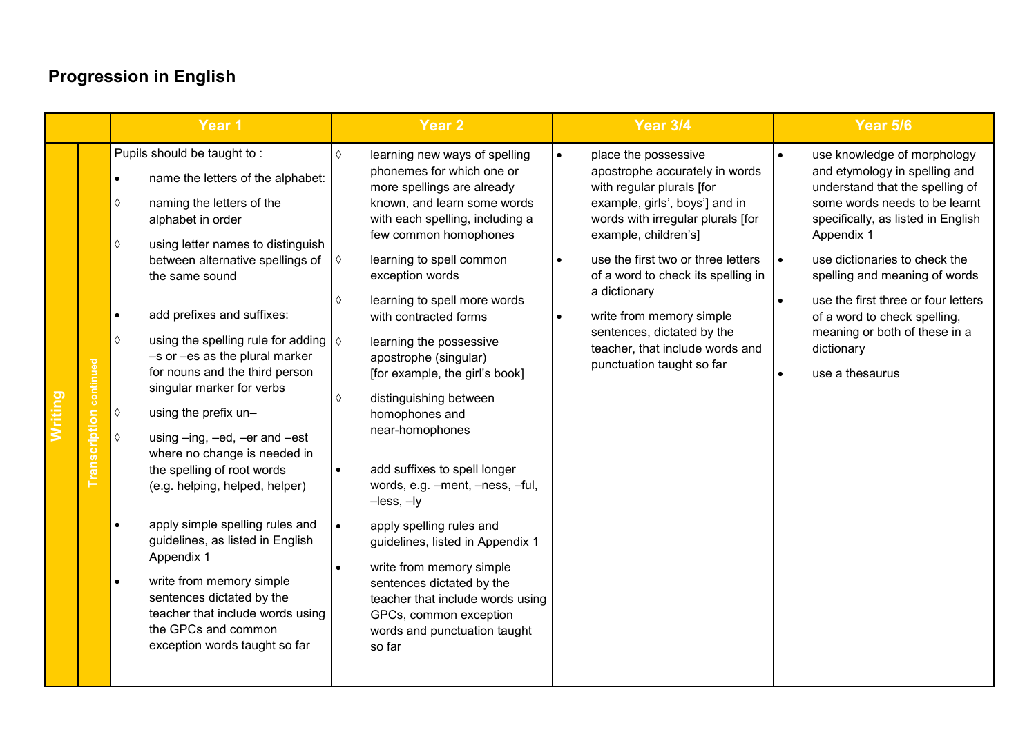## Progression in English

| | | Year 1 | Year 2 | Year 3/4 | Year 5/6 |
|---|---|---|---|---|---|
| Writing | Transcription continued | Pupils should be taught to :<br>• name the letters of the alphabet:<br>◊ naming the letters of the alphabet in order<br>◊ using letter names to distinguish between alternative spellings of the same sound<br>• add prefixes and suffixes:<br>◊ using the spelling rule for adding –s or –es as the plural marker for nouns and the third person singular marker for verbs<br>◊ using the prefix un–<br>◊ using –ing, –ed, –er and –est where no change is needed in the spelling of root words (e.g. helping, helped, helper)<br>• apply simple spelling rules and guidelines, as listed in English Appendix 1<br>• write from memory simple sentences dictated by the teacher that include words using the GPCs and common exception words taught so far | ◊ learning new ways of spelling phonemes for which one or more spellings are already known, and learn some words with each spelling, including a few common homophones<br>◊ learning to spell common exception words<br>◊ learning to spell more words with contracted forms<br>◊ learning the possessive apostrophe (singular) [for example, the girl's book]<br>◊ distinguishing between homophones and near-homophones<br>• add suffixes to spell longer words, e.g. –ment, –ness, –ful, –less, –ly<br>• apply spelling rules and guidelines, listed in Appendix 1<br>• write from memory simple sentences dictated by the teacher that include words using GPCs, common exception words and punctuation taught so far | • place the possessive apostrophe accurately in words with regular plurals [for example, girls', boys'] and in words with irregular plurals [for example, children's]<br>• use the first two or three letters of a word to check its spelling in a dictionary<br>• write from memory simple sentences, dictated by the teacher, that include words and punctuation taught so far | • use knowledge of morphology and etymology in spelling and understand that the spelling of some words needs to be learnt specifically, as listed in English Appendix 1<br>• use dictionaries to check the spelling and meaning of words<br>• use the first three or four letters of a word to check spelling, meaning or both of these in a dictionary<br>• use a thesaurus |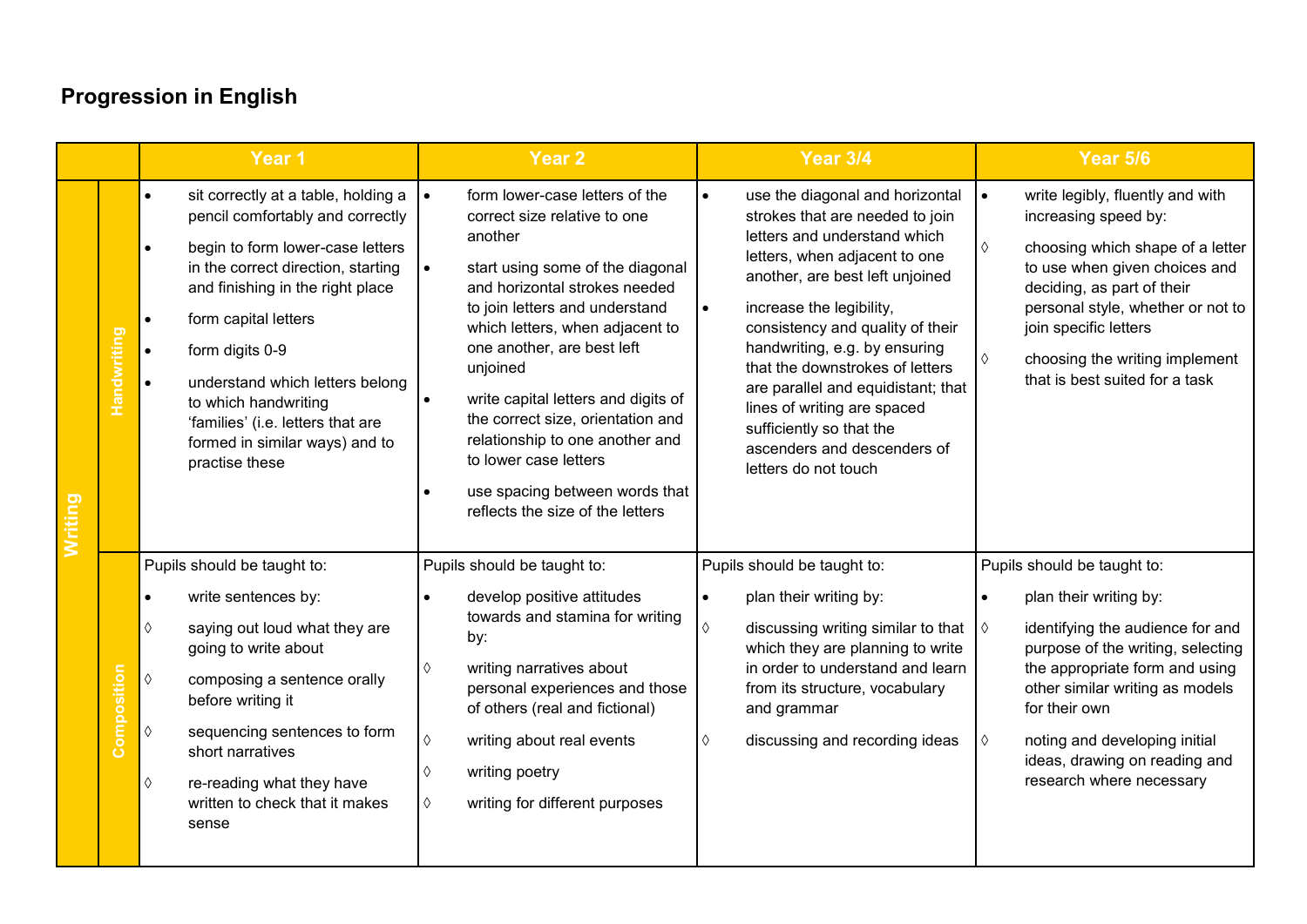## Progression in English

| | | Year 1 | Year 2 | Year 3/4 | Year 5/6 |
|---|---|---|---|---|---|
| Writing | Handwriting | • sit correctly at a table, holding a pencil comfortably and correctly<br>• begin to form lower-case letters in the correct direction, starting and finishing in the right place<br>• form capital letters<br>• form digits 0-9<br>• understand which letters belong to which handwriting 'families' (i.e. letters that are formed in similar ways) and to practise these | • form lower-case letters of the correct size relative to one another<br>• start using some of the diagonal and horizontal strokes needed to join letters and understand which letters, when adjacent to one another, are best left unjoined<br>• write capital letters and digits of the correct size, orientation and relationship to one another and to lower case letters<br>• use spacing between words that reflects the size of the letters | • use the diagonal and horizontal strokes that are needed to join letters and understand which letters, when adjacent to one another, are best left unjoined<br>• increase the legibility, consistency and quality of their handwriting, e.g. by ensuring that the downstrokes of letters are parallel and equidistant; that lines of writing are spaced sufficiently so that the ascenders and descenders of letters do not touch | • write legibly, fluently and with increasing speed by:<br>◊ choosing which shape of a letter to use when given choices and deciding, as part of their personal style, whether or not to join specific letters<br>◊ choosing the writing implement that is best suited for a task |
| | Composition | Pupils should be taught to:<br>• write sentences by:<br>◊ saying out loud what they are going to write about<br>◊ composing a sentence orally before writing it<br>◊ sequencing sentences to form short narratives<br>◊ re-reading what they have written to check that it makes sense | Pupils should be taught to:<br>• develop positive attitudes towards and stamina for writing by:<br>◊ writing narratives about personal experiences and those of others (real and fictional)<br>◊ writing about real events<br>◊ writing poetry<br>◊ writing for different purposes | Pupils should be taught to:<br>• plan their writing by:<br>◊ discussing writing similar to that which they are planning to write in order to understand and learn from its structure, vocabulary and grammar<br>◊ discussing and recording ideas | Pupils should be taught to:<br>• plan their writing by:<br>◊ identifying the audience for and purpose of the writing, selecting the appropriate form and using other similar writing as models for their own<br>◊ noting and developing initial ideas, drawing on reading and research where necessary |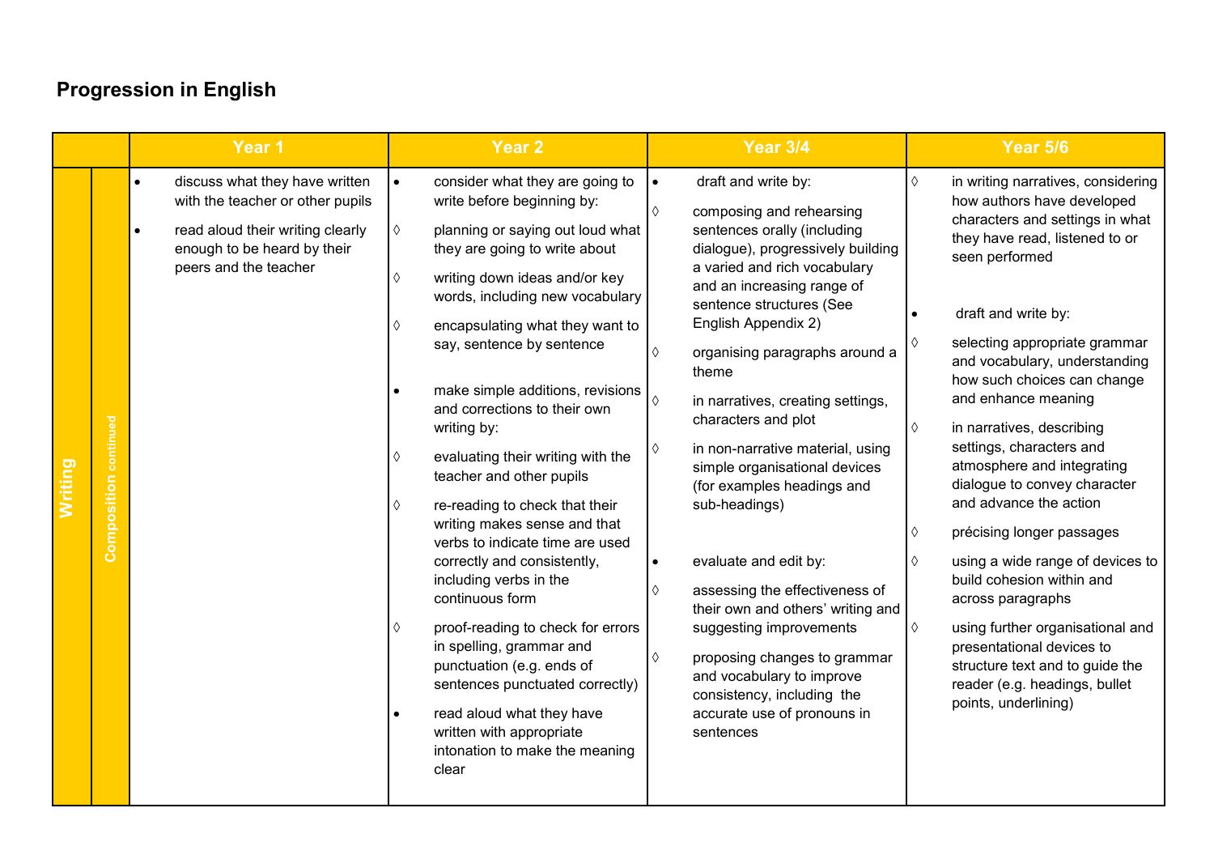# Progression in English

| | | Year 1 | Year 2 | Year 3/4 | Year 5/6 |
|---|---|---|---|---|---|
| Writing | Composition continued | • discuss what they have written with the teacher or other pupils<br>• read aloud their writing clearly enough to be heard by their peers and the teacher | • consider what they are going to write before beginning by:<br>◊ planning or saying out loud what they are going to write about<br>◊ writing down ideas and/or key words, including new vocabulary<br>◊ encapsulating what they want to say, sentence by sentence<br>• make simple additions, revisions and corrections to their own writing by:<br>◊ evaluating their writing with the teacher and other pupils<br>◊ re-reading to check that their writing makes sense and that verbs to indicate time are used correctly and consistently, including verbs in the continuous form<br>◊ proof-reading to check for errors in spelling, grammar and punctuation (e.g. ends of sentences punctuated correctly)<br>• read aloud what they have written with appropriate intonation to make the meaning clear | • draft and write by:<br>◊ composing and rehearsing sentences orally (including dialogue), progressively building a varied and rich vocabulary and an increasing range of sentence structures (See English Appendix 2)<br>◊ organising paragraphs around a theme<br>◊ in narratives, creating settings, characters and plot<br>◊ in non-narrative material, using simple organisational devices (for examples headings and sub-headings)<br>• evaluate and edit by:<br>◊ assessing the effectiveness of their own and others' writing and suggesting improvements<br>◊ proposing changes to grammar and vocabulary to improve consistency, including the accurate use of pronouns in sentences | ◊ in writing narratives, considering how authors have developed characters and settings in what they have read, listened to or seen performed<br>• draft and write by:<br>◊ selecting appropriate grammar and vocabulary, understanding how such choices can change and enhance meaning<br>◊ in narratives, describing settings, characters and atmosphere and integrating dialogue to convey character and advance the action<br>◊ précising longer passages<br>◊ using a wide range of devices to build cohesion within and across paragraphs<br>◊ using further organisational and presentational devices to structure text and to guide the reader (e.g. headings, bullet points, underlining) |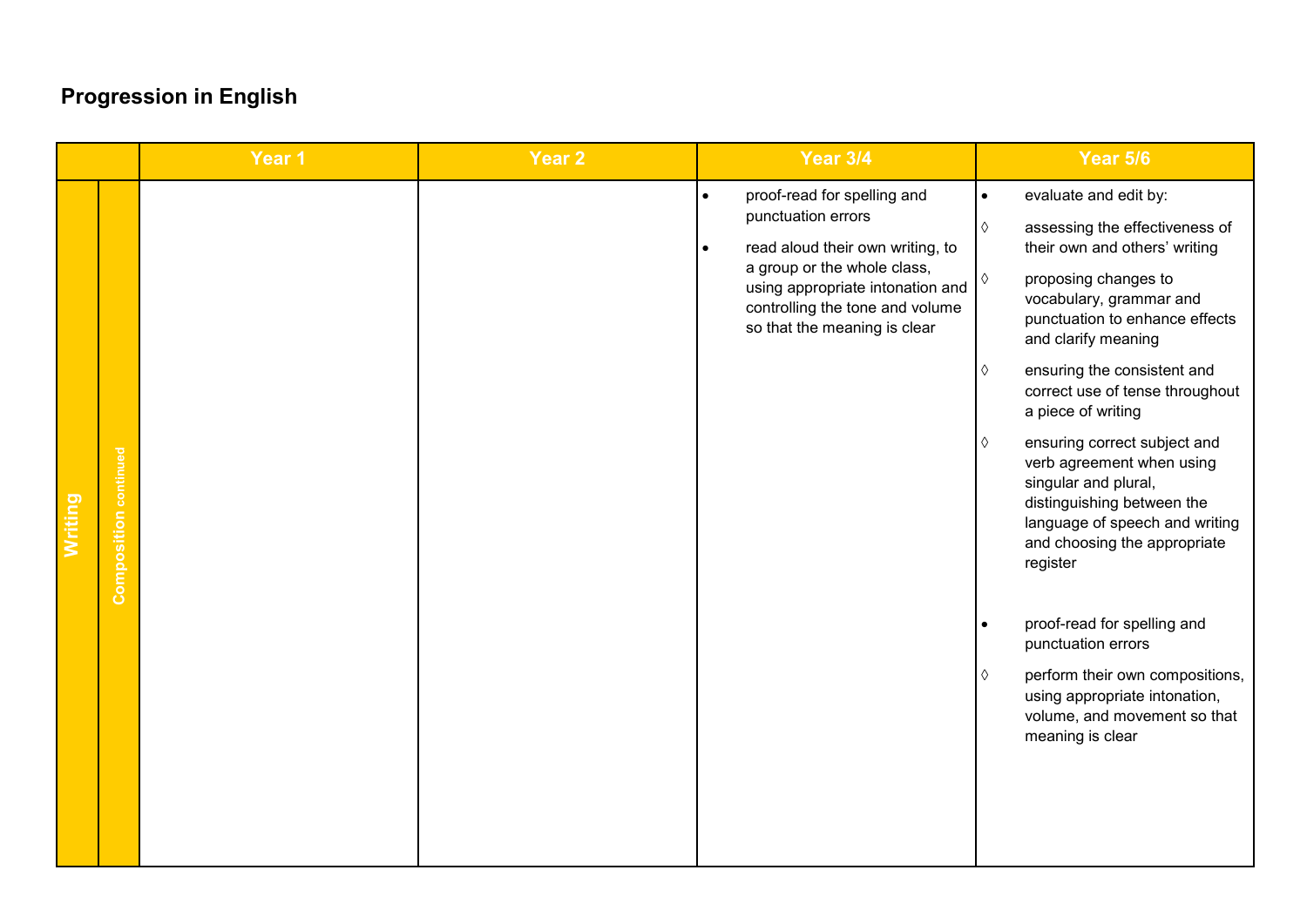## Progression in English

| | | Year 1 | Year 2 | Year 3/4 | Year 5/6 |
|---|---|---|---|---|---|
| Writing | Composition continued | | | • proof-read for spelling and punctuation errors<br>• read aloud their own writing, to a group or the whole class, using appropriate intonation and controlling the tone and volume so that the meaning is clear | • evaluate and edit by:<br>◊ assessing the effectiveness of their own and others' writing<br>◊ proposing changes to vocabulary, grammar and punctuation to enhance effects and clarify meaning<br>◊ ensuring the consistent and correct use of tense throughout a piece of writing<br>◊ ensuring correct subject and verb agreement when using singular and plural, distinguishing between the language of speech and writing and choosing the appropriate register<br>• proof-read for spelling and punctuation errors<br>◊ perform their own compositions, using appropriate intonation, volume, and movement so that meaning is clear |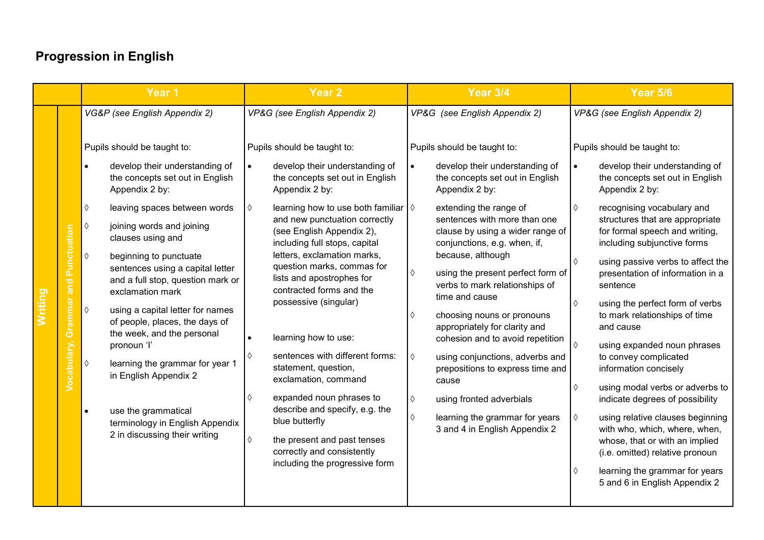## Progression in English

| | | Year 1 | Year 2 | Year 3/4 | Year 5/6 |
|---|---|---|---|---|---|
| Writing | Vocabulary, Grammar and Punctuation | *VG&P (see English Appendix 2)*<br><br>Pupils should be taught to:<br><br>• develop their understanding of the concepts set out in English Appendix 2 by:<br><br>◊ leaving spaces between words<br><br>◊ joining words and joining clauses using and<br><br>◊ beginning to punctuate sentences using a capital letter and a full stop, question mark or exclamation mark<br><br>◊ using a capital letter for names of people, places, the days of the week, and the personal pronoun 'I'<br><br>◊ learning the grammar for year 1 in English Appendix 2<br><br>• use the grammatical terminology in English Appendix 2 in discussing their writing | *VP&G (see English Appendix 2)*<br><br>Pupils should be taught to:<br><br>• develop their understanding of the concepts set out in English Appendix 2 by:<br><br>◊ learning how to use both familiar and new punctuation correctly (see English Appendix 2), including full stops, capital letters, exclamation marks, question marks, commas for lists and apostrophes for contracted forms and the possessive (singular)<br><br>• learning how to use:<br><br>◊ sentences with different forms: statement, question, exclamation, command<br><br>◊ expanded noun phrases to describe and specify, e.g. the blue butterfly<br><br>◊ the present and past tenses correctly and consistently including the progressive form | *VP&G (see English Appendix 2)*<br><br>Pupils should be taught to:<br><br>• develop their understanding of the concepts set out in English Appendix 2 by:<br><br>◊ extending the range of sentences with more than one clause by using a wider range of conjunctions, e.g. when, if, because, although<br><br>◊ using the present perfect form of verbs to mark relationships of time and cause<br><br>◊ choosing nouns or pronouns appropriately for clarity and cohesion and to avoid repetition<br><br>◊ using conjunctions, adverbs and prepositions to express time and cause<br><br>◊ using fronted adverbials<br><br>◊ learning the grammar for years 3 and 4 in English Appendix 2 | *VP&G (see English Appendix 2)*<br><br>Pupils should be taught to:<br><br>• develop their understanding of the concepts set out in English Appendix 2 by:<br><br>◊ recognising vocabulary and structures that are appropriate for formal speech and writing, including subjunctive forms<br><br>◊ using passive verbs to affect the presentation of information in a sentence<br><br>◊ using the perfect form of verbs to mark relationships of time and cause<br><br>◊ using expanded noun phrases to convey complicated information concisely<br><br>◊ using modal verbs or adverbs to indicate degrees of possibility<br><br>◊ using relative clauses beginning with who, which, where, when, whose, that or with an implied (i.e. omitted) relative pronoun<br><br>◊ learning the grammar for years 5 and 6 in English Appendix 2 |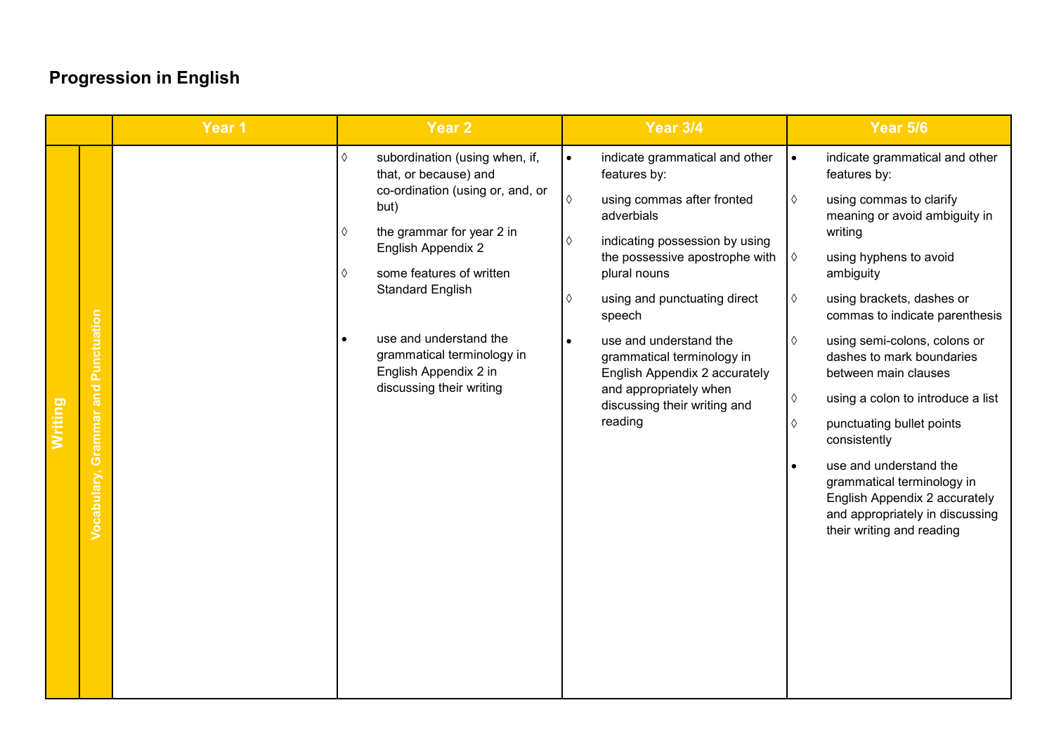## Progression in English

| | | Year 1 | Year 2 | Year 3/4 | Year 5/6 |
|---|---|---|---|---|---|
| Writing | Vocabulary, Grammar and Punctuation | | ◊ subordination (using when, if, that, or because) and co-ordination (using or, and, or but)<br>◊ the grammar for year 2 in English Appendix 2<br>◊ some features of written Standard English<br>• use and understand the grammatical terminology in English Appendix 2 in discussing their writing | • indicate grammatical and other features by:<br>◊ using commas after fronted adverbials<br>◊ indicating possession by using the possessive apostrophe with plural nouns<br>◊ using and punctuating direct speech<br>• use and understand the grammatical terminology in English Appendix 2 accurately and appropriately when discussing their writing and reading | • indicate grammatical and other features by:<br>◊ using commas to clarify meaning or avoid ambiguity in writing<br>◊ using hyphens to avoid ambiguity<br>◊ using brackets, dashes or commas to indicate parenthesis<br>◊ using semi-colons, colons or dashes to mark boundaries between main clauses<br>◊ using a colon to introduce a list<br>◊ punctuating bullet points consistently<br>• use and understand the grammatical terminology in English Appendix 2 accurately and appropriately in discussing their writing and reading |